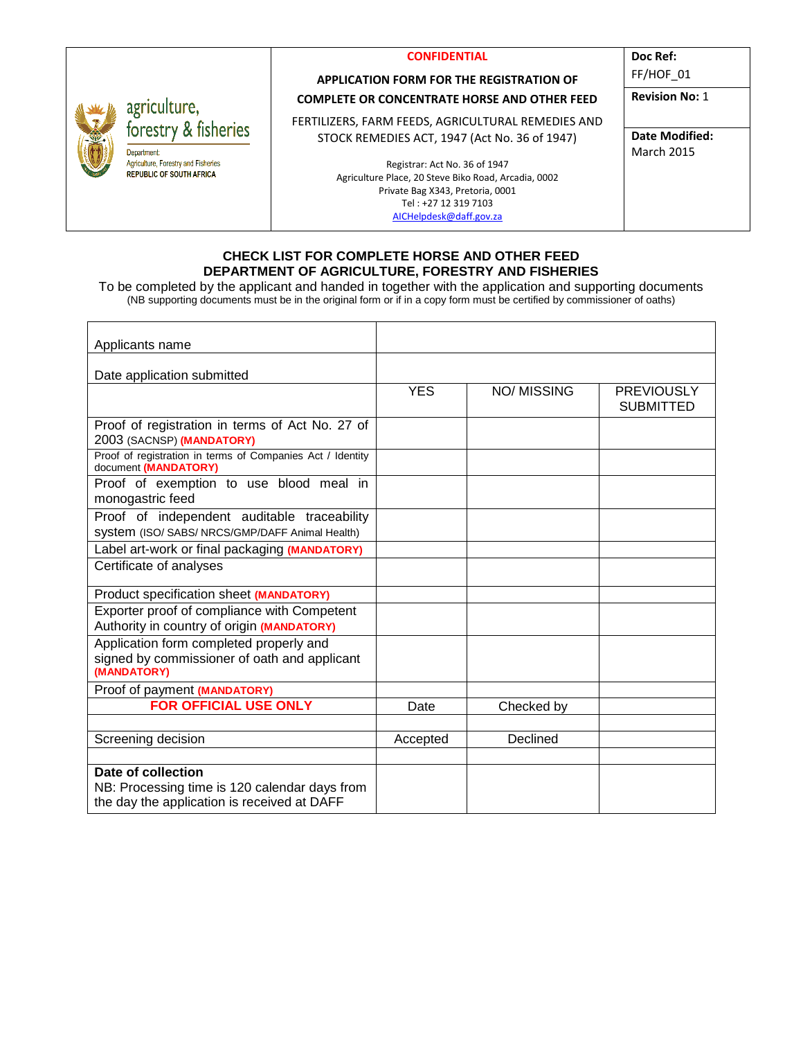| agriculture, forestry & fisheries<br>Department: Agriculture, Forestry and Fisheries<br>REPUBLIC OF SOUTH AFRICA | **CONFIDENTIAL**<br>**APPLICATION FORM FOR THE REGISTRATION OF COMPLETE OR CONCENTRATE HORSE AND OTHER FEED**<br>FERTILIZERS, FARM FEEDS, AGRICULTURAL REMEDIES AND STOCK REMEDIES ACT, 1947 (Act No. 36 of 1947)<br>Registrar: Act No. 36 of 1947<br>Agriculture Place, 20 Steve Biko Road, Arcadia, 0002<br>Private Bag X343, Pretoria, 0001<br>Tel : +27 12 319 7103<br>AICHelpdesk@daff.gov.za | **Doc Ref:** FF/HOF_01<br>**Revision No:** 1<br>**Date Modified:** March 2015 |
|---|---|---|

## CHECK LIST FOR COMPLETE HORSE AND OTHER FEED
## DEPARTMENT OF AGRICULTURE, FORESTRY AND FISHERIES

To be completed by the applicant and handed in together with the application and supporting documents
(NB supporting documents must be in the original form or if in a copy form must be certified by commissioner of oaths)

| | | | |
|---|---|---|---|
| Applicants name | | | |
| Date application submitted | | | |
| | YES | NO/ MISSING | PREVIOUSLY SUBMITTED |
| Proof of registration in terms of Act No. 27 of 2003 (SACNSP) **(MANDATORY)** | | | |
| Proof of registration in terms of Companies Act / Identity document **(MANDATORY)** | | | |
| Proof of exemption to use blood meal in monogastric feed | | | |
| Proof of independent auditable traceability system (ISO/ SABS/ NRCS/GMP/DAFF Animal Health) | | | |
| Label art-work or final packaging **(MANDATORY)** | | | |
| Certificate of analyses | | | |
| Product specification sheet **(MANDATORY)** | | | |
| Exporter proof of compliance with Competent Authority in country of origin **(MANDATORY)** | | | |
| Application form completed properly and signed by commissioner of oath and applicant **(MANDATORY)** | | | |
| Proof of payment **(MANDATORY)** | | | |
| **FOR OFFICIAL USE ONLY** | Date | Checked by | |
| | | | |
| Screening decision | Accepted | Declined | |
| | | | |
| **Date of collection**<br>NB: Processing time is 120 calendar days from the day the application is received at DAFF | | | |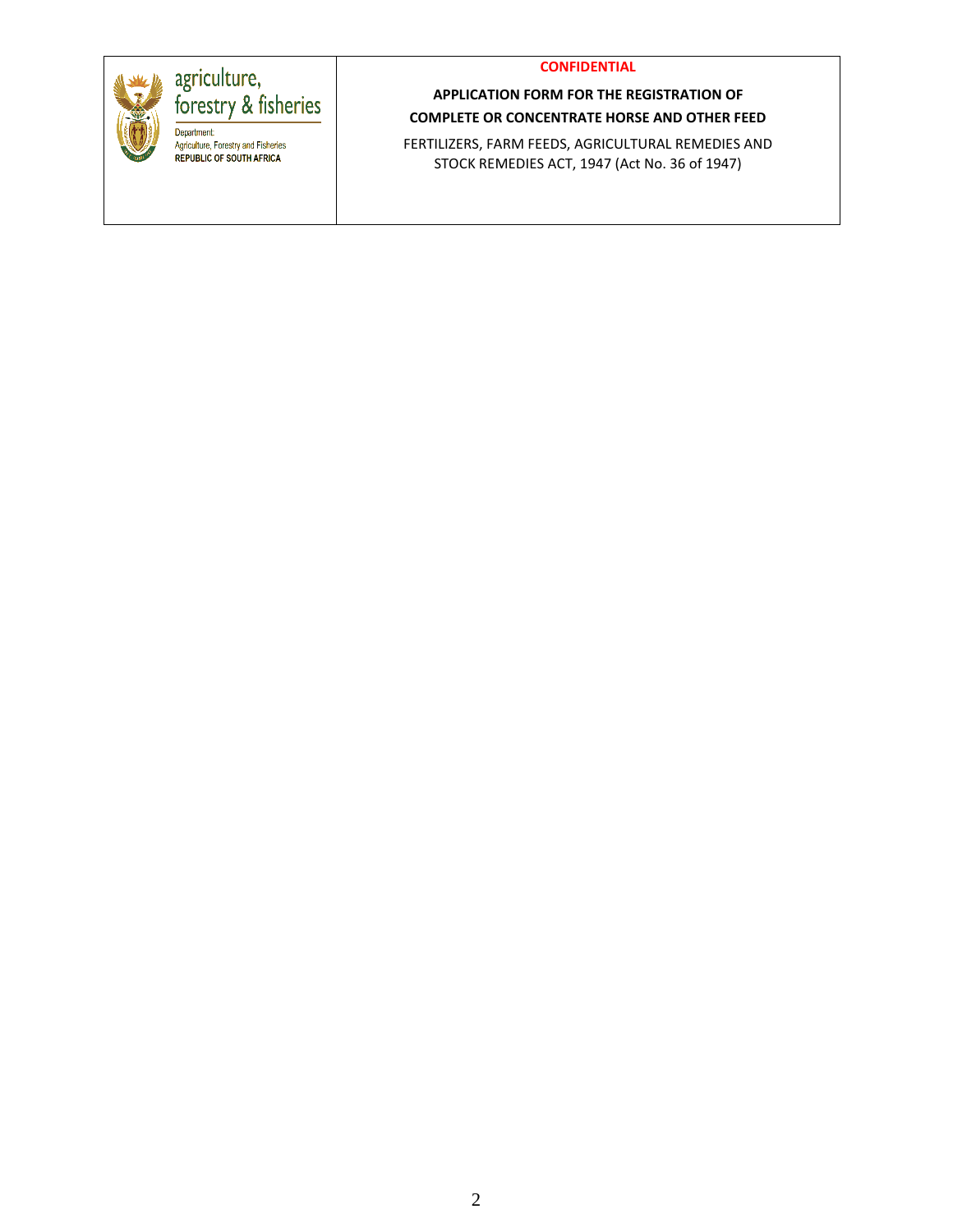| agriculture, forestry & fisheries<br>Department: Agriculture, Forestry and Fisheries<br>REPUBLIC OF SOUTH AFRICA | **CONFIDENTIAL**<br><br>**APPLICATION FORM FOR THE REGISTRATION OF COMPLETE OR CONCENTRATE HORSE AND OTHER FEED**<br><br>FERTILIZERS, FARM FEEDS, AGRICULTURAL REMEDIES AND STOCK REMEDIES ACT, 1947 (Act No. 36 of 1947) |
| --- | --- |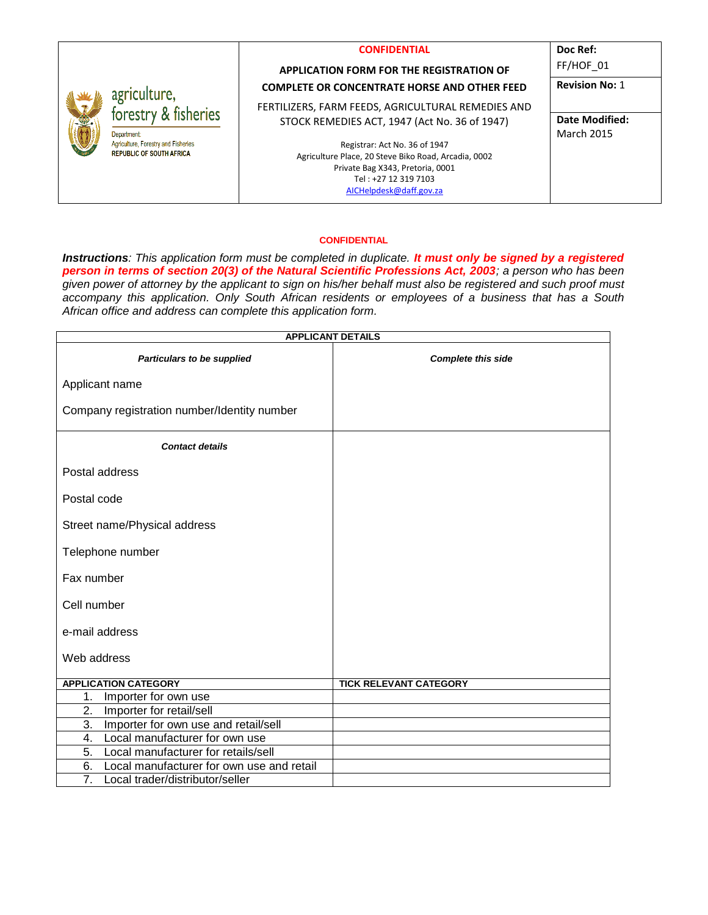| | **CONFIDENTIAL**<br><br>**APPLICATION FORM FOR THE REGISTRATION OF COMPLETE OR CONCENTRATE HORSE AND OTHER FEED**<br><br>FERTILIZERS, FARM FEEDS, AGRICULTURAL REMEDIES AND STOCK REMEDIES ACT, 1947 (Act No. 36 of 1947)<br><br>Registrar: Act No. 36 of 1947<br>Agriculture Place, 20 Steve Biko Road, Arcadia, 0002<br>Private Bag X343, Pretoria, 0001<br>Tel : +27 12 319 7103<br>AICHelpdesk@daff.gov.za | **Doc Ref:** FF/HOF_01<br><br>**Revision No:** 1<br><br>**Date Modified:** March 2015 |
|---|---|---|

agriculture, forestry & fisheries
Department: Agriculture, Forestry and Fisheries
REPUBLIC OF SOUTH AFRICA

**CONFIDENTIAL**

***Instructions**: This application form must be completed in duplicate. **It must only be signed by a registered person in terms of section 20(3) of the Natural Scientific Professions Act, 2003**; a person who has been given power of attorney by the applicant to sign on his/her behalf must also be registered and such proof must accompany this application. Only South African residents or employees of a business that has a South African office and address can complete this application form.*

| **APPLICANT DETAILS** | |
|---|---|
| ***Particulars to be supplied*** | ***Complete this side*** |
| Applicant name | |
| Company registration number/Identity number | |
| ***Contact details*** | |
| Postal address | |
| Postal code | |
| Street name/Physical address | |
| Telephone number | |
| Fax number | |
| Cell number | |
| e-mail address | |
| Web address | |
| **APPLICATION CATEGORY** | **TICK RELEVANT CATEGORY** |
| 1. Importer for own use | |
| 2. Importer for retail/sell | |
| 3. Importer for own use and retail/sell | |
| 4. Local manufacturer for own use | |
| 5. Local manufacturer for retails/sell | |
| 6. Local manufacturer for own use and retail | |
| 7. Local trader/distributor/seller | |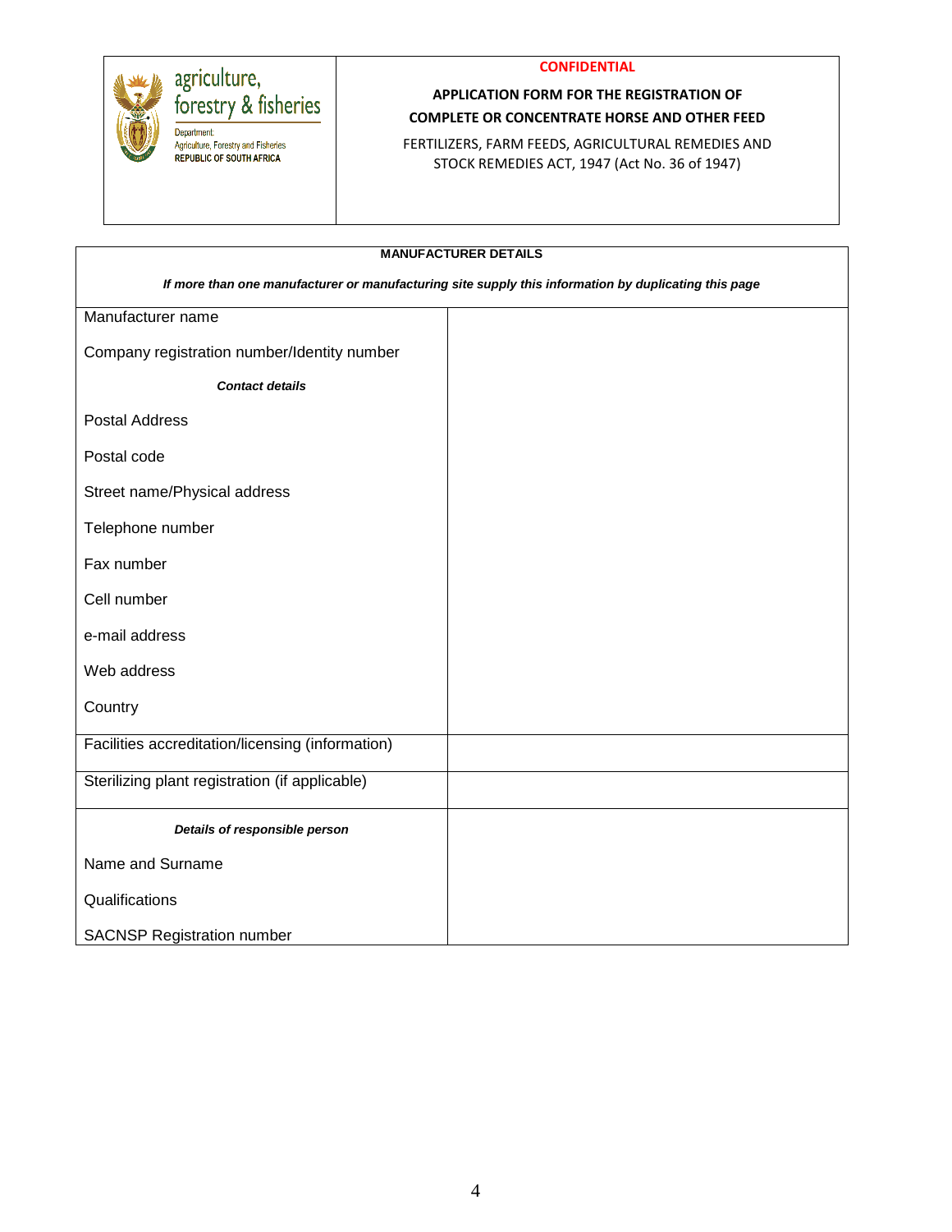| agriculture, forestry & fisheries<br>Department: Agriculture, Forestry and Fisheries<br>REPUBLIC OF SOUTH AFRICA | **CONFIDENTIAL**<br>**APPLICATION FORM FOR THE REGISTRATION OF COMPLETE OR CONCENTRATE HORSE AND OTHER FEED**<br>FERTILIZERS, FARM FEEDS, AGRICULTURAL REMEDIES AND STOCK REMEDIES ACT, 1947 (Act No. 36 of 1947) |
|---|---|

| **MANUFACTURER DETAILS**<br>***If more than one manufacturer or manufacturing site supply this information by duplicating this page*** | |
|---|---|
| Manufacturer name | |
| Company registration number/Identity number | |
| ***Contact details*** | |
| Postal Address | |
| Postal code | |
| Street name/Physical address | |
| Telephone number | |
| Fax number | |
| Cell number | |
| e-mail address | |
| Web address | |
| Country | |
| Facilities accreditation/licensing (information) | |
| Sterilizing plant registration (if applicable) | |
| ***Details of responsible person*** | |
| Name and Surname | |
| Qualifications | |
| SACNSP Registration number | |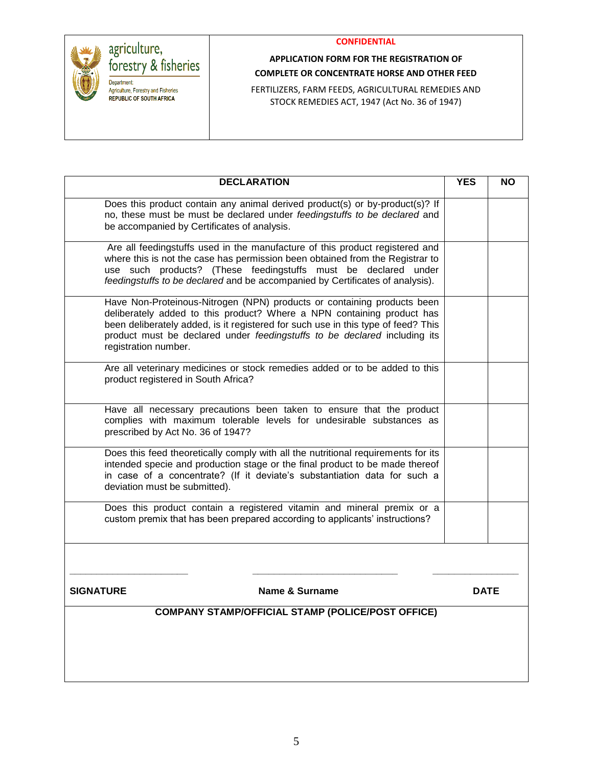agriculture, forestry & fisheries

Department: Agriculture, Forestry and Fisheries
REPUBLIC OF SOUTH AFRICA

**CONFIDENTIAL**

**APPLICATION FORM FOR THE REGISTRATION OF COMPLETE OR CONCENTRATE HORSE AND OTHER FEED**

FERTILIZERS, FARM FEEDS, AGRICULTURAL REMEDIES AND STOCK REMEDIES ACT, 1947 (Act No. 36 of 1947)

| DECLARATION | YES | NO |
|---|---|---|
| Does this product contain any animal derived product(s) or by-product(s)? If no, these must be must be declared under *feedingstuffs to be declared* and be accompanied by Certificates of analysis. | | |
| Are all feedingstuffs used in the manufacture of this product registered and where this is not the case has permission been obtained from the Registrar to use such products? (These feedingstuffs must be declared under *feedingstuffs to be declared* and be accompanied by Certificates of analysis). | | |
| Have Non-Proteinous-Nitrogen (NPN) products or containing products been deliberately added to this product? Where a NPN containing product has been deliberately added, is it registered for such use in this type of feed? This product must be declared under *feedingstuffs to be declared* including its registration number. | | |
| Are all veterinary medicines or stock remedies added or to be added to this product registered in South Africa? | | |
| Have all necessary precautions been taken to ensure that the product complies with maximum tolerable levels for undesirable substances as prescribed by Act No. 36 of 1947? | | |
| Does this feed theoretically comply with all the nutritional requirements for its intended specie and production stage or the final product to be made thereof in case of a concentrate? (If it deviate's substantiation data for such a deviation must be submitted). | | |
| Does this product contain a registered vitamin and mineral premix or a custom premix that has been prepared according to applicants' instructions? | | |

\_\_\_\_\_\_\_\_\_\_\_\_\_\_\_\_\_\_\_\_\_\_ \_\_\_\_\_\_\_\_\_\_\_\_\_\_\_\_\_\_\_\_\_\_\_\_\_\_\_ \_\_\_\_\_\_\_\_\_\_\_\_\_\_\_\_

**SIGNATURE** **Name & Surname** **DATE**

**COMPANY STAMP/OFFICIAL STAMP (POLICE/POST OFFICE)**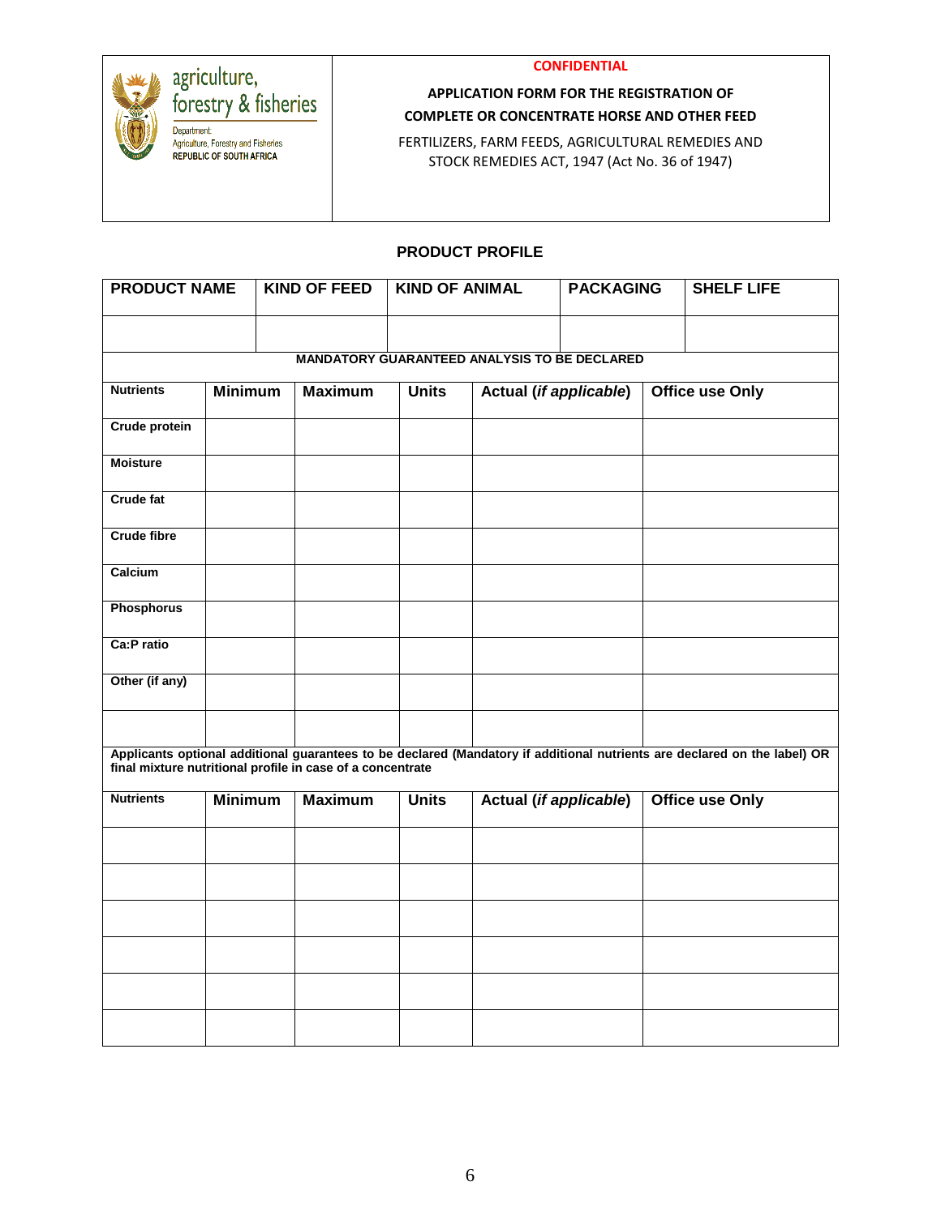agriculture, forestry & fisheries

Department: Agriculture, Forestry and Fisheries
REPUBLIC OF SOUTH AFRICA

**CONFIDENTIAL**

**APPLICATION FORM FOR THE REGISTRATION OF COMPLETE OR CONCENTRATE HORSE AND OTHER FEED**

FERTILIZERS, FARM FEEDS, AGRICULTURAL REMEDIES AND STOCK REMEDIES ACT, 1947 (Act No. 36 of 1947)

## PRODUCT PROFILE

| PRODUCT NAME | KIND OF FEED | KIND OF ANIMAL | PACKAGING | SHELF LIFE |
|---|---|---|---|---|
| | | | | |

**MANDATORY GUARANTEED ANALYSIS TO BE DECLARED**

| Nutrients | Minimum | Maximum | Units | Actual (*if applicable*) | Office use Only |
|---|---|---|---|---|---|
| Crude protein | | | | | |
| Moisture | | | | | |
| Crude fat | | | | | |
| Crude fibre | | | | | |
| Calcium | | | | | |
| Phosphorus | | | | | |
| Ca:P ratio | | | | | |
| Other (if any) | | | | | |
| | | | | | |

**Applicants optional additional guarantees to be declared (Mandatory if additional nutrients are declared on the label) OR final mixture nutritional profile in case of a concentrate**

| Nutrients | Minimum | Maximum | Units | Actual (*if applicable*) | Office use Only |
|---|---|---|---|---|---|
| | | | | | |
| | | | | | |
| | | | | | |
| | | | | | |
| | | | | | |
| | | | | | |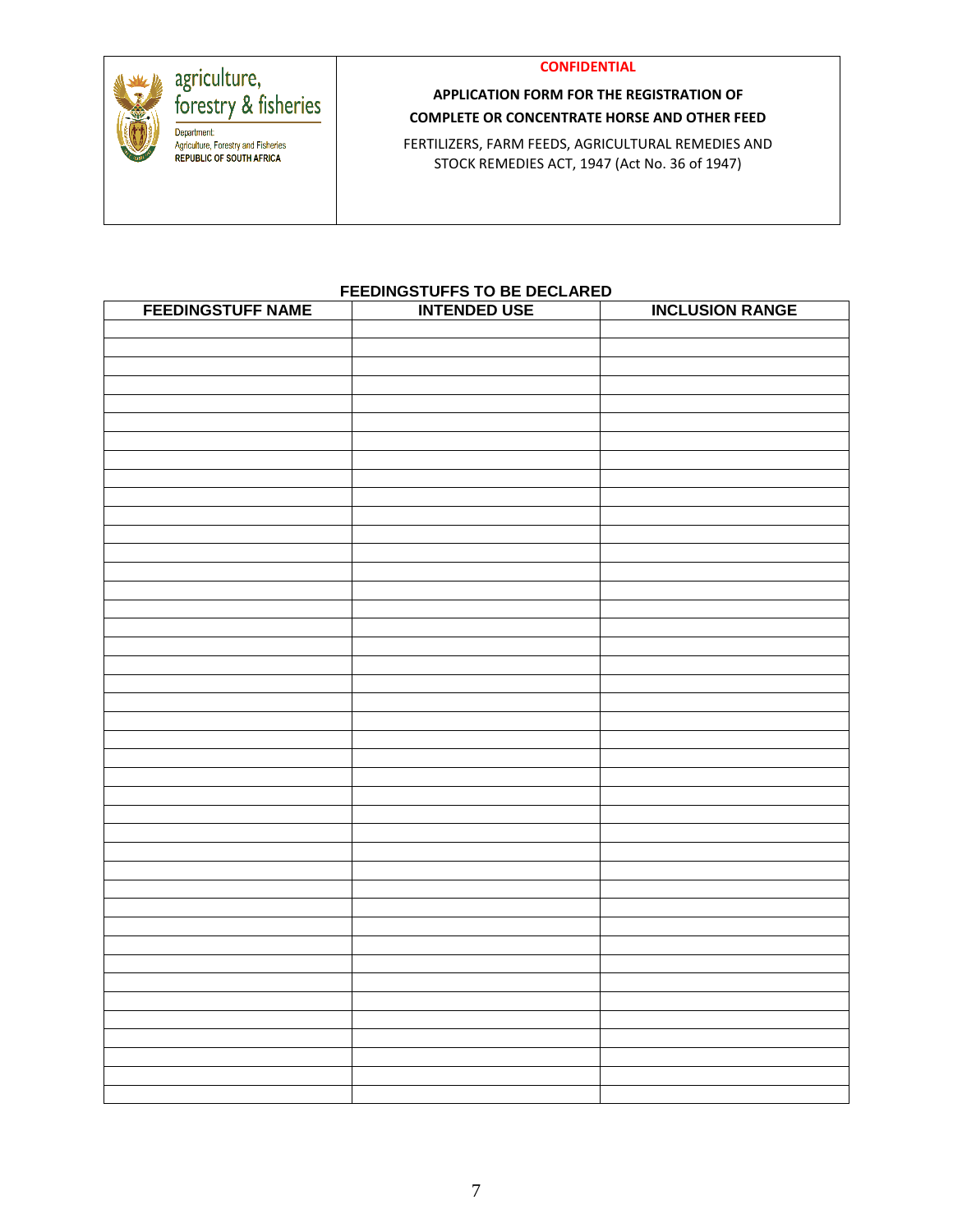## FEEDINGSTUFFS TO BE DECLARED

| FEEDINGSTUFF NAME | INTENDED USE | INCLUSION RANGE |
|---|---|---|
| | | |
| | | |
| | | |
| | | |
| | | |
| | | |
| | | |
| | | |
| | | |
| | | |
| | | |
| | | |
| | | |
| | | |
| | | |
| | | |
| | | |
| | | |
| | | |
| | | |
| | | |
| | | |
| | | |
| | | |
| | | |
| | | |
| | | |
| | | |
| | | |
| | | |
| | | |
| | | |
| | | |
| | | |
| | | |
| | | |
| | | |
| | | |
| | | |
| | | |
| | | |
| | | |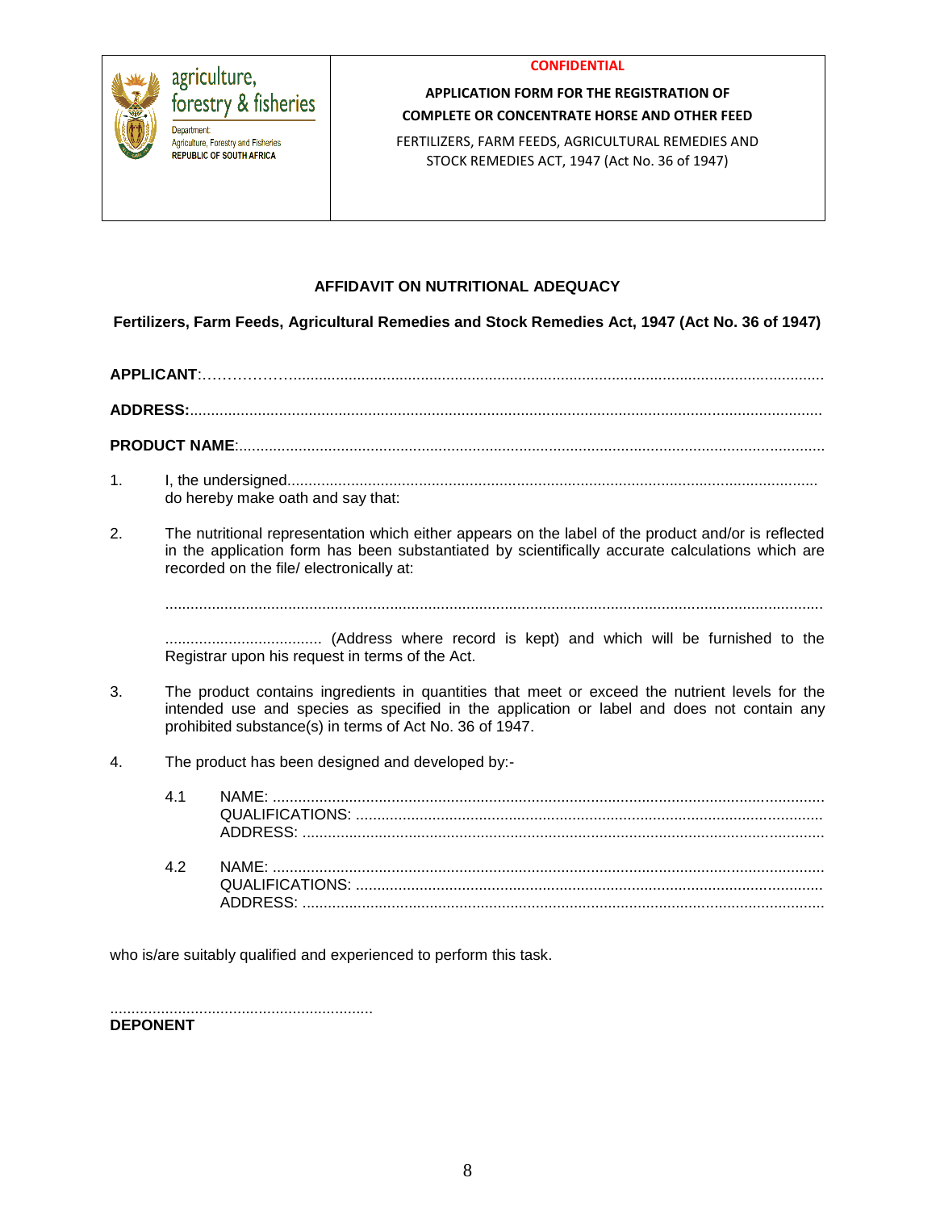agriculture, forestry & fisheries

Department: Agriculture, Forestry and Fisheries
REPUBLIC OF SOUTH AFRICA

**CONFIDENTIAL**

**APPLICATION FORM FOR THE REGISTRATION OF COMPLETE OR CONCENTRATE HORSE AND OTHER FEED**

FERTILIZERS, FARM FEEDS, AGRICULTURAL REMEDIES AND STOCK REMEDIES ACT, 1947 (Act No. 36 of 1947)

## AFFIDAVIT ON NUTRITIONAL ADEQUACY

**Fertilizers, Farm Feeds, Agricultural Remedies and Stock Remedies Act, 1947 (Act No. 36 of 1947)**

**APPLICANT**:……………........................................................................................................................

**ADDRESS:**....................................................................................................................................

**PRODUCT NAME**:.........................................................................................................................

1. I, the undersigned............................................................................................................ do hereby make oath and say that:

2. The nutritional representation which either appears on the label of the product and/or is reflected in the application form has been substantiated by scientifically accurate calculations which are recorded on the file/ electronically at:

   ..........................................................................................................................................

   ..................................... (Address where record is kept) and which will be furnished to the Registrar upon his request in terms of the Act.

3. The product contains ingredients in quantities that meet or exceed the nutrient levels for the intended use and species as specified in the application or label and does not contain any prohibited substance(s) in terms of Act No. 36 of 1947.

4. The product has been designed and developed by:-

   4.1 NAME: ...............................................................................................................
   QUALIFICATIONS: ...............................................................................................
   ADDRESS: ...........................................................................................................

   4.2 NAME: ...............................................................................................................
   QUALIFICATIONS: ...............................................................................................
   ADDRESS: ...........................................................................................................

who is/are suitably qualified and experienced to perform this task.

..............................................................

**DEPONENT**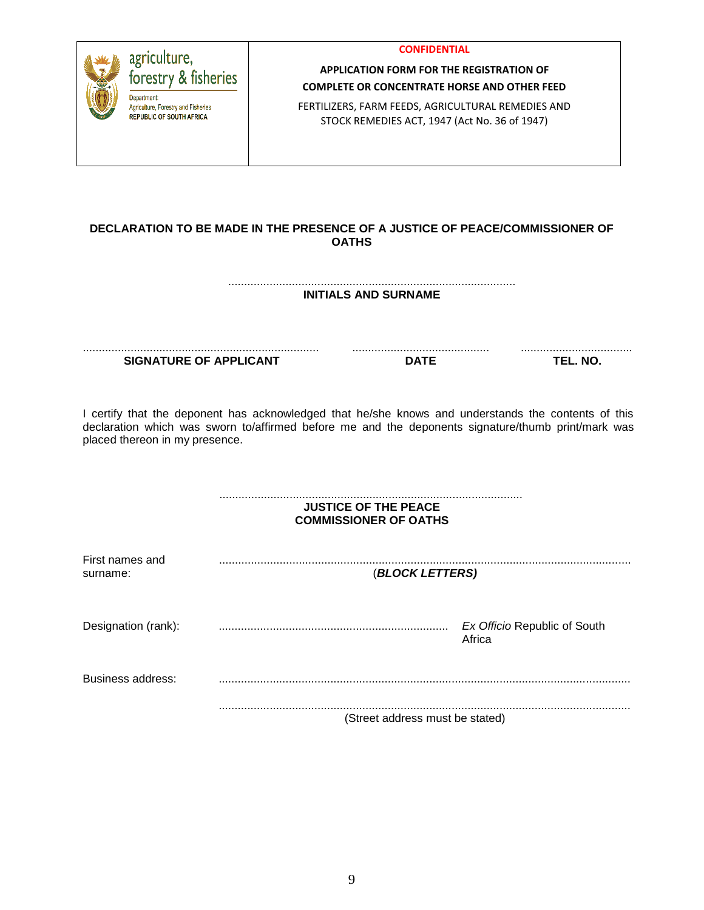| agriculture, forestry & fisheries<br>Department:<br>Agriculture, Forestry and Fisheries<br>REPUBLIC OF SOUTH AFRICA | **CONFIDENTIAL**<br>**APPLICATION FORM FOR THE REGISTRATION OF COMPLETE OR CONCENTRATE HORSE AND OTHER FEED**<br>FERTILIZERS, FARM FEEDS, AGRICULTURAL REMEDIES AND STOCK REMEDIES ACT, 1947 (Act No. 36 of 1947) |
|---|---|

**DECLARATION TO BE MADE IN THE PRESENCE OF A JUSTICE OF PEACE/COMMISSIONER OF OATHS**

.........................................................................................
**INITIALS AND SURNAME**

| ......................................................................... | ........................................... | ................................... |
|---|---|---|
| **SIGNATURE OF APPLICANT** | **DATE** | **TEL. NO.** |

I certify that the deponent has acknowledged that he/she knows and understands the contents of this declaration which was sworn to/affirmed before me and the deponents signature/thumb print/mark was placed thereon in my presence.

..............................................................................................
**JUSTICE OF THE PEACE**
**COMMISSIONER OF OATHS**

First names and surname: ................................................................................................................................
(***BLOCK LETTERS)***

Designation (rank): ....................................................................... *Ex Officio* Republic of South Africa

Business address: ................................................................................................................................

................................................................................................................................
(Street address must be stated)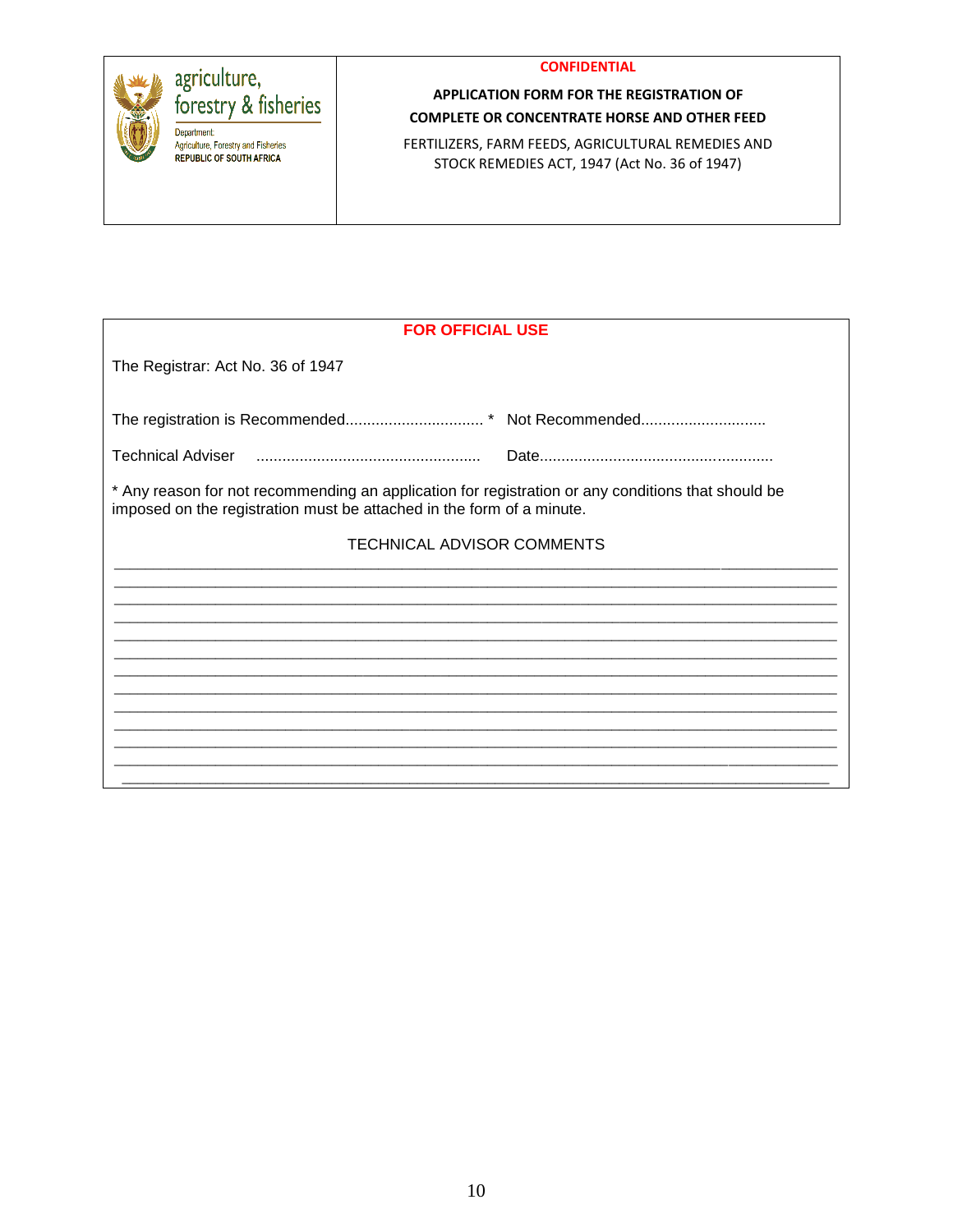| agriculture, forestry & fisheries<br>Department: Agriculture, Forestry and Fisheries<br>REPUBLIC OF SOUTH AFRICA | **CONFIDENTIAL**<br>**APPLICATION FORM FOR THE REGISTRATION OF COMPLETE OR CONCENTRATE HORSE AND OTHER FEED**<br>FERTILIZERS, FARM FEEDS, AGRICULTURAL REMEDIES AND STOCK REMEDIES ACT, 1947 (Act No. 36 of 1947) |
|---|---|

**FOR OFFICIAL USE**

The Registrar: Act No. 36 of 1947

The registration is Recommended................................ * Not Recommended............................

Technical Adviser .................................................... Date......................................................

* Any reason for not recommending an application for registration or any conditions that should be imposed on the registration must be attached in the form of a minute.

TECHNICAL ADVISOR COMMENTS

_______________________________________________________________________________
_______________________________________________________________________________
_______________________________________________________________________________
_______________________________________________________________________________
_______________________________________________________________________________
_______________________________________________________________________________
_______________________________________________________________________________
_______________________________________________________________________________
_______________________________________________________________________________
_______________________________________________________________________________
_______________________________________________________________________________
_______________________________________________________________________________
_______________________________________________________________________________